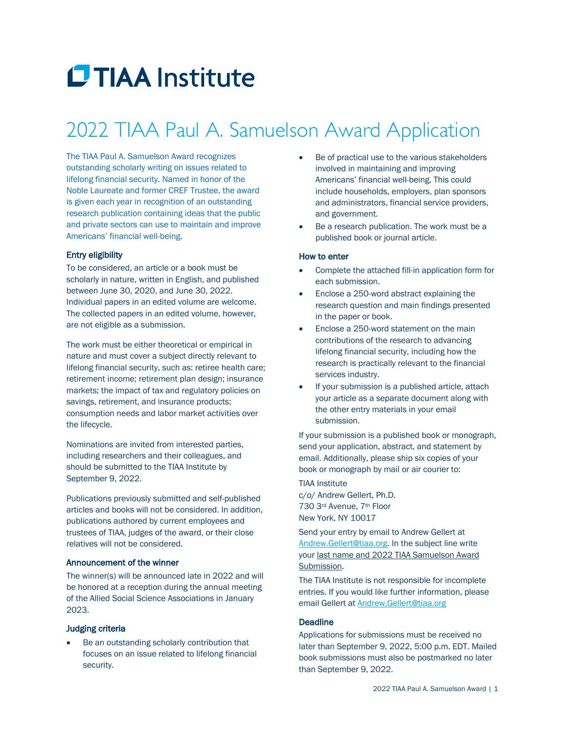# TIAA Institute

# 2022 TIAA Paul A. Samuelson Award Application

The TIAA Paul A. Samuelson Award recognizes outstanding scholarly writing on issues related to lifelong financial security. Named in honor of the Noble Laureate and former CREF Trustee, the award is given each year in recognition of an outstanding research publication containing ideas that the public and private sectors can use to maintain and improve Americans' financial well-being.

### Entry eligibility

To be considered, an article or a book must be scholarly in nature, written in English, and published between June 30, 2020, and June 30, 2022. Individual papers in an edited volume are welcome. The collected papers in an edited volume, however, are not eligible as a submission.

The work must be either theoretical or empirical in nature and must cover a subject directly relevant to lifelong financial security, such as: retiree health care; retirement income; retirement plan design; insurance markets; the impact of tax and regulatory policies on savings, retirement, and insurance products; consumption needs and labor market activities over the lifecycle.

Nominations are invited from interested parties, including researchers and their colleagues, and should be submitted to the TIAA Institute by September 9, 2022.

Publications previously submitted and self-published articles and books will not be considered. In addition, publications authored by current employees and trustees of TIAA, judges of the award, or their close relatives will not be considered.

### Announcement of the winner

The winner(s) will be announced late in 2022 and will be honored at a reception during the annual meeting of the Allied Social Science Associations in January 2023.

### Judging criteria

- Be an outstanding scholarly contribution that focuses on an issue related to lifelong financial security.
- Be of practical use to the various stakeholders involved in maintaining and improving Americans' financial well-being. This could include households, employers, plan sponsors and administrators, financial service providers, and government.
- Be a research publication. The work must be a published book or journal article.

### How to enter

- Complete the attached fill-in application form for each submission.
- Enclose a 250-word abstract explaining the research question and main findings presented in the paper or book.
- Enclose a 250-word statement on the main contributions of the research to advancing lifelong financial security, including how the research is practically relevant to the financial services industry.
- If your submission is a published article, attach your article as a separate document along with the other entry materials in your email submission.

If your submission is a published book or monograph, send your application, abstract, and statement by email. Additionally, please ship six copies of your book or monograph by mail or air courier to:

TIAA Institute
c/o/ Andrew Gellert, Ph.D.
730 3rd Avenue, 7th Floor
New York, NY 10017

Send your entry by email to Andrew Gellert at Andrew.Gellert@tiaa.org. In the subject line write your last name and 2022 TIAA Samuelson Award Submission.

The TIAA Institute is not responsible for incomplete entries. If you would like further information, please email Gellert at Andrew.Gellert@tiaa.org

### Deadline

Applications for submissions must be received no later than September 9, 2022, 5:00 p.m. EDT. Mailed book submissions must also be postmarked no later than September 9, 2022.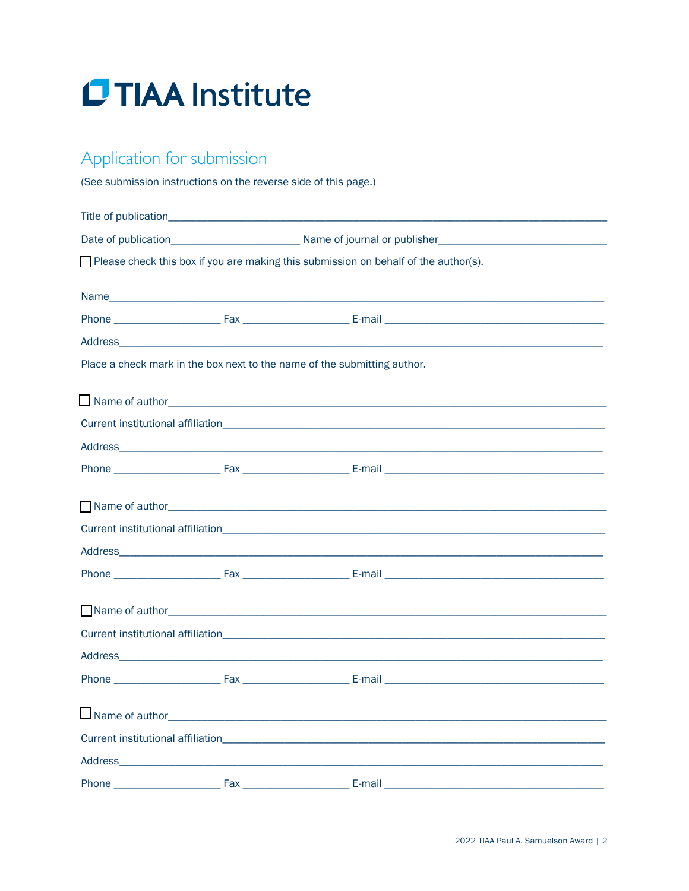# TIAA Institute

## Application for submission

(See submission instructions on the reverse side of this page.)

Title of publication______________________________________________________________

Date of publication______________________ Name of journal or publisher______________________________

☐ Please check this box if you are making this submission on behalf of the author(s).

Name______________________________________________________________________

Phone __________________ Fax __________________ E-mail ______________________________________

Address_____________________________________________________________________

Place a check mark in the box next to the name of the submitting author.

☐ Name of author____________________________________________________________

Current institutional affiliation______________________________________________________

Address_____________________________________________________________________

Phone __________________ Fax __________________ E-mail ______________________________________

☐ Name of author____________________________________________________________

Current institutional affiliation______________________________________________________

Address_____________________________________________________________________

Phone __________________ Fax __________________ E-mail ______________________________________

☐ Name of author____________________________________________________________

Current institutional affiliation______________________________________________________

Address_____________________________________________________________________

Phone __________________ Fax __________________ E-mail ______________________________________

☐ Name of author____________________________________________________________

Current institutional affiliation______________________________________________________

Address_____________________________________________________________________

Phone __________________ Fax __________________ E-mail ______________________________________